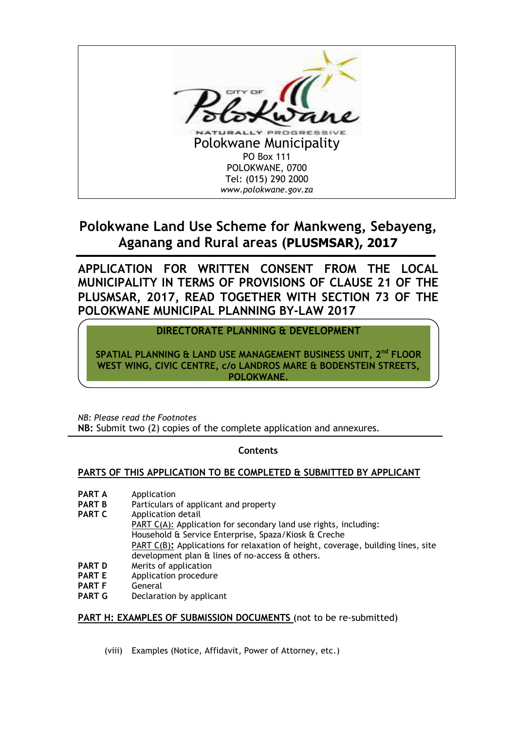CITY OF Polokwane

NATURALLY PROGRESSIVE

Polokwane Municipality
PO Box 111
POLOKWANE, 0700
Tel: (015) 290 2000
*www.polokwane.gov.za*

# Polokwane Land Use Scheme for Mankweng, Sebayeng, Aganang and Rural areas (PLUSMSAR), 2017

## APPLICATION FOR WRITTEN CONSENT FROM THE LOCAL MUNICIPALITY IN TERMS OF PROVISIONS OF CLAUSE 21 OF THE PLUSMSAR, 2017, READ TOGETHER WITH SECTION 73 OF THE POLOKWANE MUNICIPAL PLANNING BY-LAW 2017

**DIRECTORATE PLANNING & DEVELOPMENT**

**SPATIAL PLANNING & LAND USE MANAGEMENT BUSINESS UNIT, 2nd FLOOR WEST WING, CIVIC CENTRE, c/o LANDROS MARE & BODENSTEIN STREETS, POLOKWANE.**

*NB: Please read the Footnotes*
**NB:** Submit two (2) copies of the complete application and annexures.

**Contents**

**PARTS OF THIS APPLICATION TO BE COMPLETED & SUBMITTED BY APPLICANT**

| | |
|---|---|
| **PART A** | Application |
| **PART B** | Particulars of applicant and property |
| **PART C** | Application detail<br>PART C(A): Application for secondary land use rights, including: Household & Service Enterprise, Spaza/Kiosk & Creche<br>PART C(B)**:** Applications for relaxation of height, coverage, building lines, site development plan & lines of no-access & others. |
| **PART D** | Merits of application |
| **PART E** | Application procedure |
| **PART F** | General |
| **PART G** | Declaration by applicant |

**PART H: EXAMPLES OF SUBMISSION DOCUMENTS** (not to be re-submitted)

(viii) Examples (Notice, Affidavit, Power of Attorney, etc.)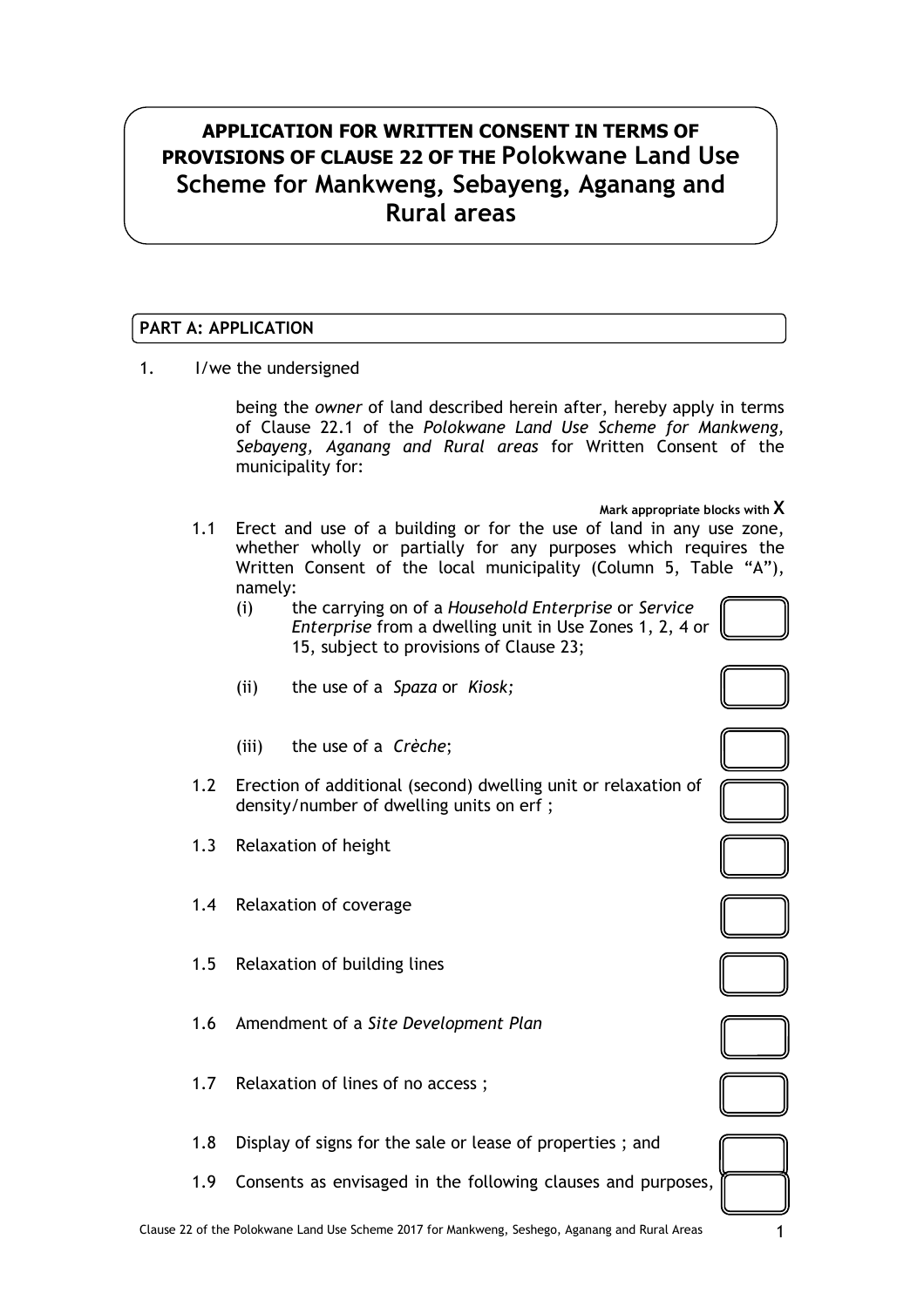# APPLICATION FOR WRITTEN CONSENT IN TERMS OF PROVISIONS OF CLAUSE 22 OF THE Polokwane Land Use Scheme for Mankweng, Sebayeng, Aganang and Rural areas

## PART A: APPLICATION

1. I/we the undersigned

   being the *owner* of land described herein after, hereby apply in terms of Clause 22.1 of the *Polokwane Land Use Scheme for Mankweng, Sebayeng, Aganang and Rural areas* for Written Consent of the municipality for:

**Mark appropriate blocks with X**

1.1 Erect and use of a building or for the use of land in any use zone, whether wholly or partially for any purposes which requires the Written Consent of the local municipality (Column 5, Table "A"), namely:

   (i) the carrying on of a *Household Enterprise* or *Service Enterprise* from a dwelling unit in Use Zones 1, 2, 4 or 15, subject to provisions of Clause 23; ☐

   (ii) the use of a *Spaza* or *Kiosk;* ☐

   (iii) the use of a *Crèche*; ☐

1.2 Erection of additional (second) dwelling unit or relaxation of density/number of dwelling units on erf ; ☐

1.3 Relaxation of height ☐

1.4 Relaxation of coverage ☐

1.5 Relaxation of building lines ☐

1.6 Amendment of a *Site Development Plan* ☐

1.7 Relaxation of lines of no access ; ☐

1.8 Display of signs for the sale or lease of properties ; and ☐

1.9 Consents as envisaged in the following clauses and purposes, ☐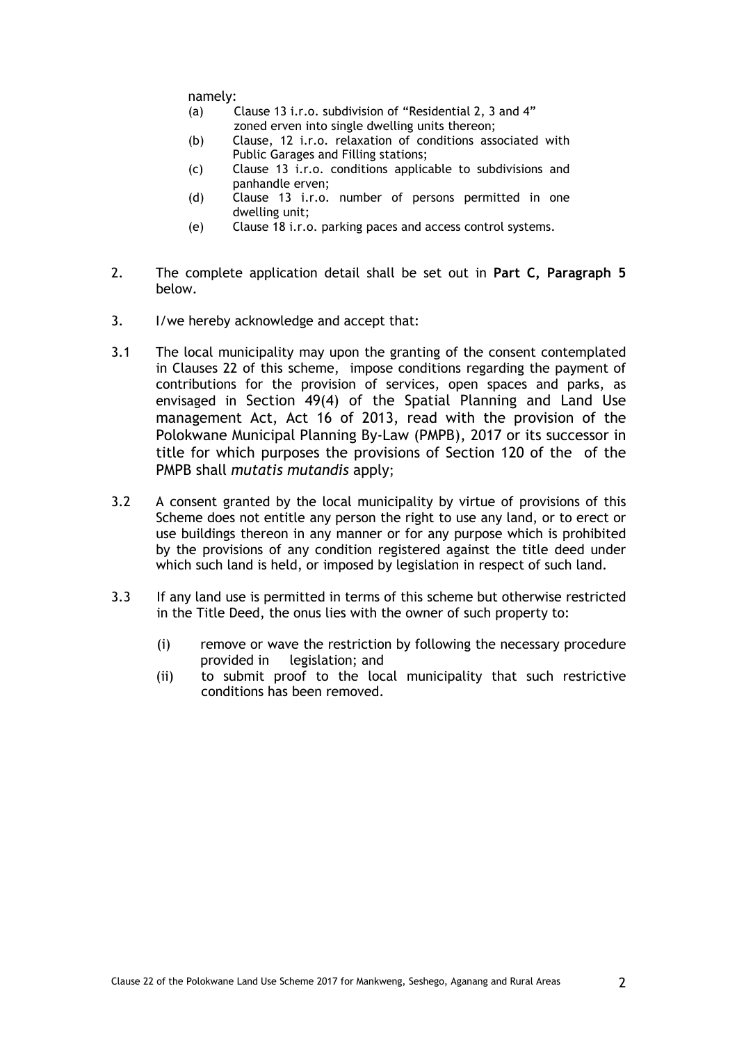namely:

(a) Clause 13 i.r.o. subdivision of "Residential 2, 3 and 4" zoned erven into single dwelling units thereon;
(b) Clause, 12 i.r.o. relaxation of conditions associated with Public Garages and Filling stations;
(c) Clause 13 i.r.o. conditions applicable to subdivisions and panhandle erven;
(d) Clause 13 i.r.o. number of persons permitted in one dwelling unit;
(e) Clause 18 i.r.o. parking paces and access control systems.

2. The complete application detail shall be set out in **Part C, Paragraph 5** below.

3. I/we hereby acknowledge and accept that:

3.1 The local municipality may upon the granting of the consent contemplated in Clauses 22 of this scheme, impose conditions regarding the payment of contributions for the provision of services, open spaces and parks, as envisaged in Section 49(4) of the Spatial Planning and Land Use management Act, Act 16 of 2013, read with the provision of the Polokwane Municipal Planning By-Law (PMPB), 2017 or its successor in title for which purposes the provisions of Section 120 of the of the PMPB shall *mutatis mutandis* apply;

3.2 A consent granted by the local municipality by virtue of provisions of this Scheme does not entitle any person the right to use any land, or to erect or use buildings thereon in any manner or for any purpose which is prohibited by the provisions of any condition registered against the title deed under which such land is held, or imposed by legislation in respect of such land.

3.3 If any land use is permitted in terms of this scheme but otherwise restricted in the Title Deed, the onus lies with the owner of such property to:

(i) remove or wave the restriction by following the necessary procedure provided in legislation; and
(ii) to submit proof to the local municipality that such restrictive conditions has been removed.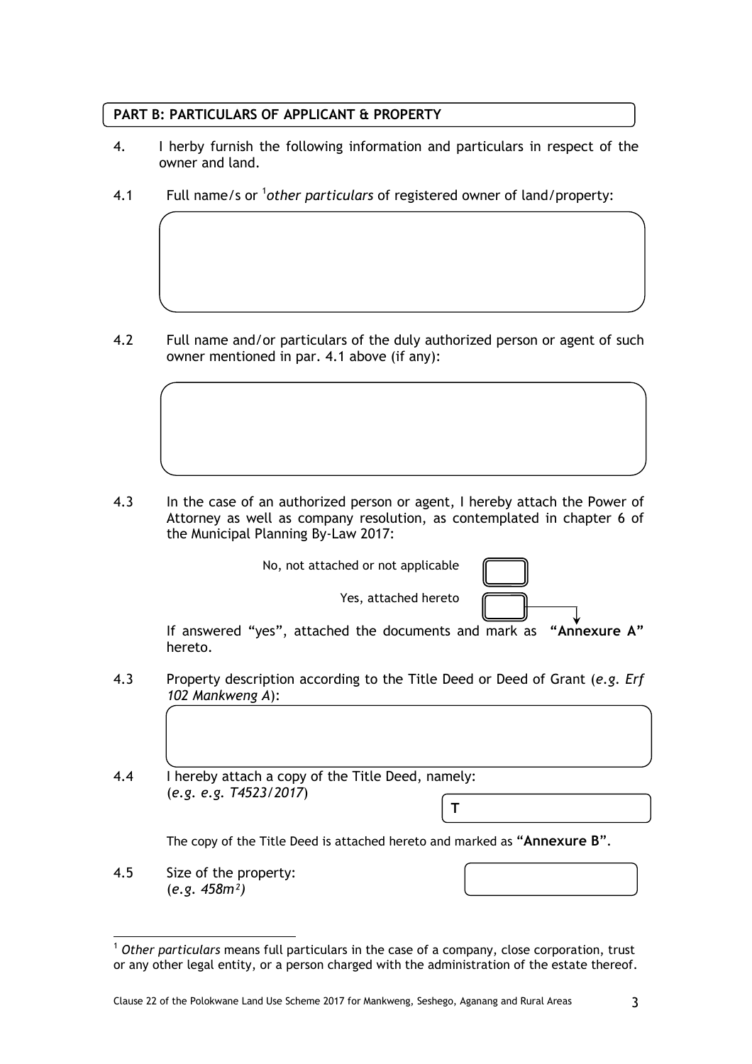## PART B: PARTICULARS OF APPLICANT & PROPERTY

4. I herby furnish the following information and particulars in respect of the owner and land.

4.1 Full name/s or [1]*other particulars* of registered owner of land/property:

4.2 Full name and/or particulars of the duly authorized person or agent of such owner mentioned in par. 4.1 above (if any):

4.3 In the case of an authorized person or agent, I hereby attach the Power of Attorney as well as company resolution, as contemplated in chapter 6 of the Municipal Planning By-Law 2017:

No, not attached or not applicable ☐

Yes, attached hereto ☐

If answered "yes", attached the documents and mark as **"Annexure A"** hereto.

4.3 Property description according to the Title Deed or Deed of Grant (*e.g. Erf 102 Mankweng A*):

4.4 I hereby attach a copy of the Title Deed, namely: (*e.g. e.g. T4523/2017*)

**T**

The copy of the Title Deed is attached hereto and marked as "**Annexure B**".

4.5 Size of the property: (*e.g. 458m²*)

---

[1] *Other particulars* means full particulars in the case of a company, close corporation, trust or any other legal entity, or a person charged with the administration of the estate thereof.

Clause 22 of the Polokwane Land Use Scheme 2017 for Mankweng, Seshego, Aganang and Rural Areas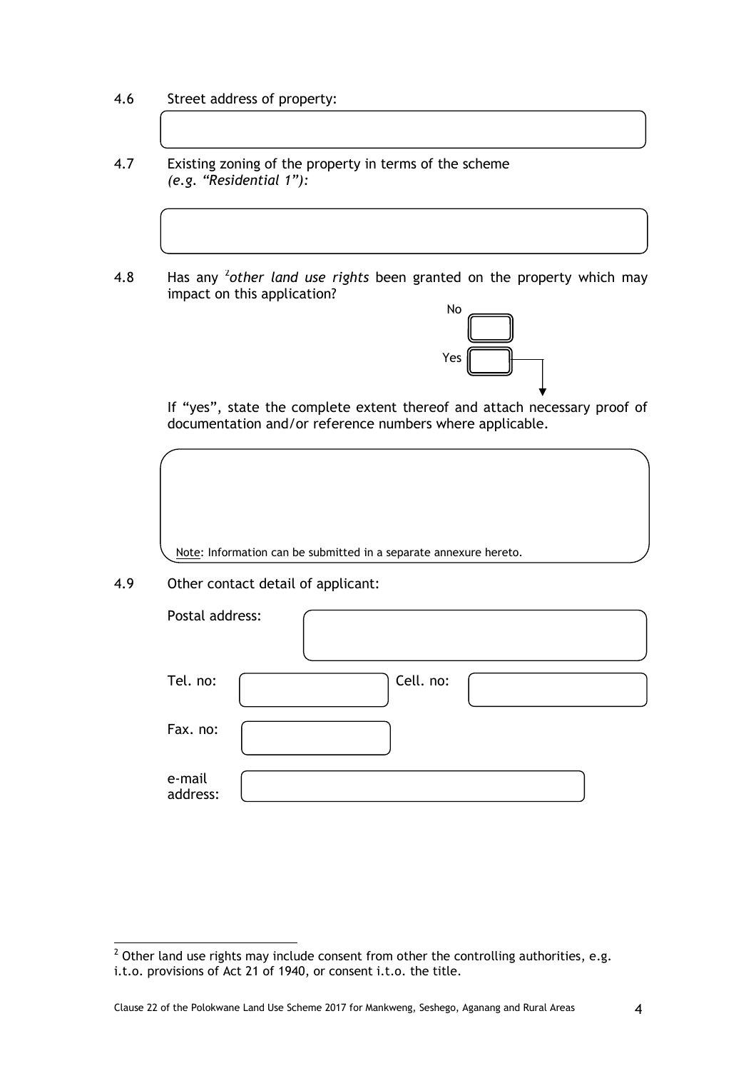4.6 Street address of property:

4.7 Existing zoning of the property in terms of the scheme *(e.g. "Residential 1"):*

4.8 Has any [2]*other land use rights* been granted on the property which may impact on this application?

No

Yes

If "yes", state the complete extent thereof and attach necessary proof of documentation and/or reference numbers where applicable.

Note: Information can be submitted in a separate annexure hereto.

4.9 Other contact detail of applicant:

Postal address:

Tel. no: Cell. no:

Fax. no:

e-mail address:

---

[2] Other land use rights may include consent from other the controlling authorities, e.g. i.t.o. provisions of Act 21 of 1940, or consent i.t.o. the title.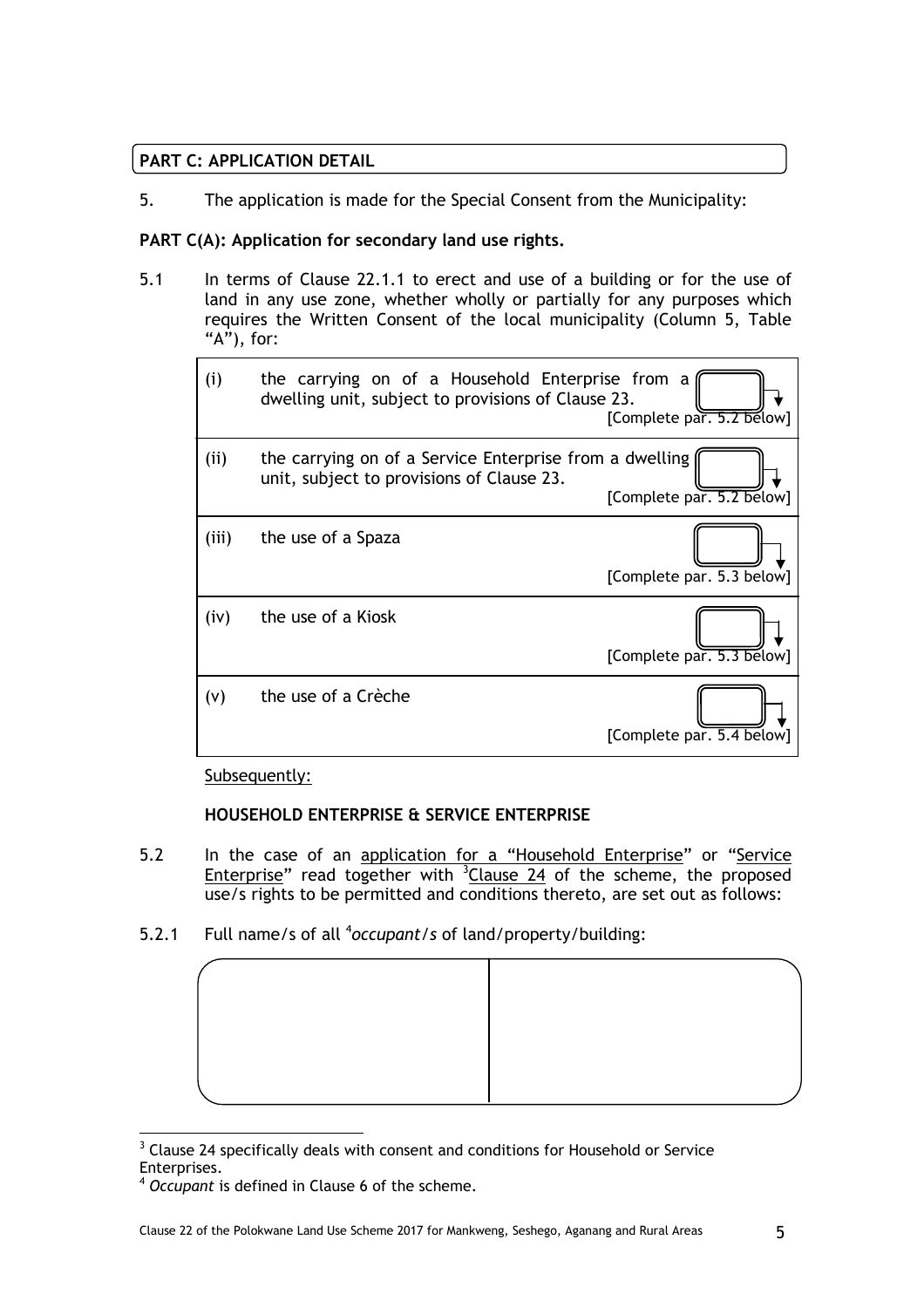**PART C: APPLICATION DETAIL**

5. The application is made for the Special Consent from the Municipality:

**PART C(A): Application for secondary land use rights.**

5.1 In terms of Clause 22.1.1 to erect and use of a building or for the use of land in any use zone, whether wholly or partially for any purposes which requires the Written Consent of the local municipality (Column 5, Table "A"), for:

| | | |
|---|---|---|
| (i) | the carrying on of a Household Enterprise from a dwelling unit, subject to provisions of Clause 23. | [Complete par. 5.2 below] |
| (ii) | the carrying on of a Service Enterprise from a dwelling unit, subject to provisions of Clause 23. | [Complete par. 5.2 below] |
| (iii) | the use of a Spaza | [Complete par. 5.3 below] |
| (iv) | the use of a Kiosk | [Complete par. 5.3 below] |
| (v) | the use of a Crèche | [Complete par. 5.4 below] |

Subsequently:

**HOUSEHOLD ENTERPRISE & SERVICE ENTERPRISE**

5.2 In the case of an application for a "Household Enterprise" or "Service Enterprise" read together with [3]Clause 24 of the scheme, the proposed use/s rights to be permitted and conditions thereto, are set out as follows:

5.2.1 Full name/s of all [4]*occupant/s* of land/property/building:

| | |
|---|---|
| | |

[3] Clause 24 specifically deals with consent and conditions for Household or Service Enterprises.

[4] *Occupant* is defined in Clause 6 of the scheme.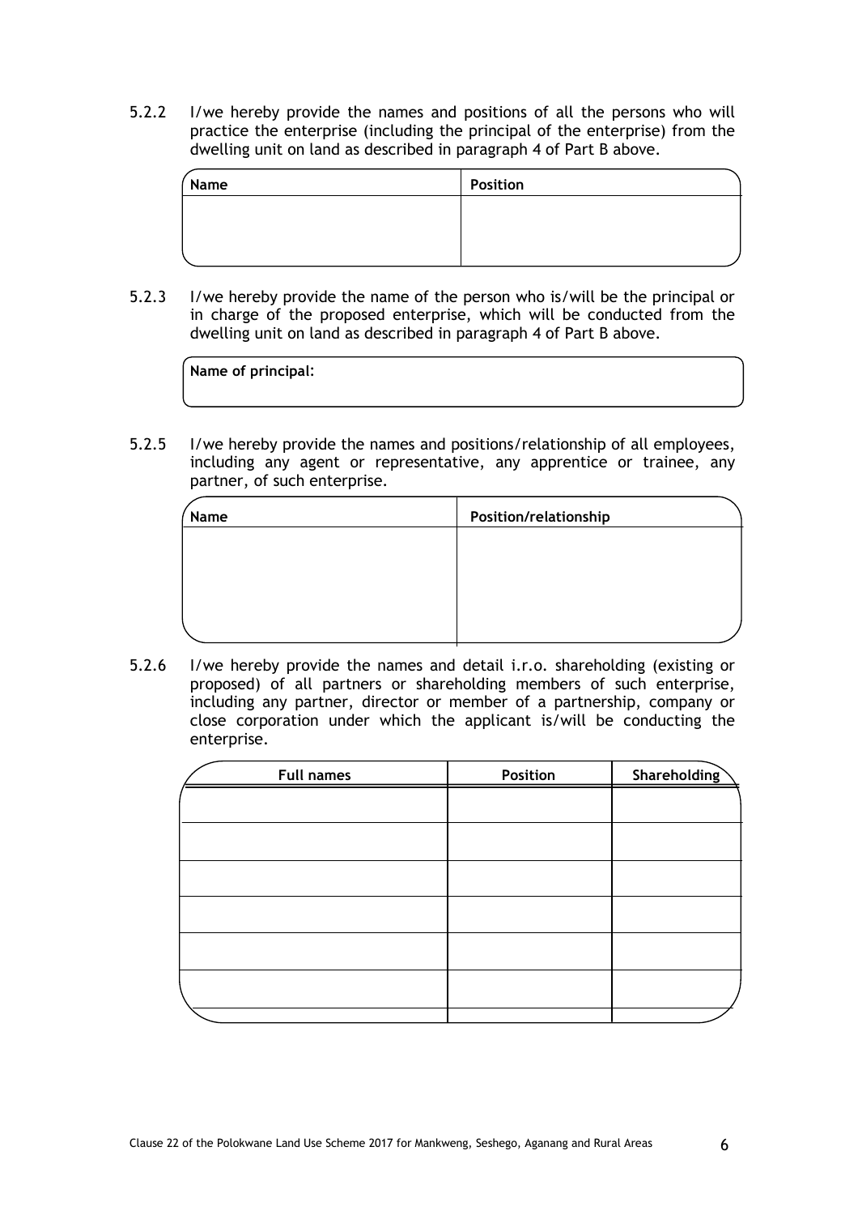5.2.2 I/we hereby provide the names and positions of all the persons who will practice the enterprise (including the principal of the enterprise) from the dwelling unit on land as described in paragraph 4 of Part B above.

| Name | Position |
|---|---|
| | |

5.2.3 I/we hereby provide the name of the person who is/will be the principal or in charge of the proposed enterprise, which will be conducted from the dwelling unit on land as described in paragraph 4 of Part B above.

| Name of principal: |
|---|

5.2.5 I/we hereby provide the names and positions/relationship of all employees, including any agent or representative, any apprentice or trainee, any partner, of such enterprise.

| Name | Position/relationship |
|---|---|
| | |

5.2.6 I/we hereby provide the names and detail i.r.o. shareholding (existing or proposed) of all partners or shareholding members of such enterprise, including any partner, director or member of a partnership, company or close corporation under which the applicant is/will be conducting the enterprise.

| Full names | Position | Shareholding |
|---|---|---|
| | | |
| | | |
| | | |
| | | |
| | | |
| | | |
| | | |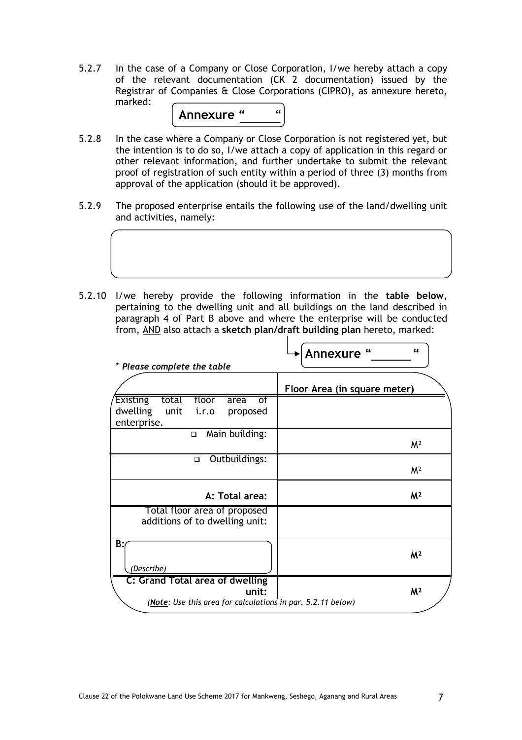5.2.7 In the case of a Company or Close Corporation, I/we hereby attach a copy of the relevant documentation (CK 2 documentation) issued by the Registrar of Companies & Close Corporations (CIPRO), as annexure hereto, marked:

**Annexure “\_\_\_\_\_“**

5.2.8 In the case where a Company or Close Corporation is not registered yet, but the intention is to do so, I/we attach a copy of application in this regard or other relevant information, and further undertake to submit the relevant proof of registration of such entity within a period of three (3) months from approval of the application (should it be approved).

5.2.9 The proposed enterprise entails the following use of the land/dwelling unit and activities, namely:

&nbsp;

5.2.10 I/we hereby provide the following information in the **table below**, pertaining to the dwelling unit and all buildings on the land described in paragraph 4 of Part B above and where the enterprise will be conducted from, <u>AND</u> also attach a **sketch plan/draft building plan** hereto, marked:

**Annexure “\_\_\_\_\_\_“**

\* ***Please complete the table***

| | **Floor Area (in square meter)** |
|---|---|
| Existing total floor area of dwelling unit i.r.o proposed enterprise. | |
| ❑ Main building: | M² |
| ❑ Outbuildings: | M² |
| **A: Total area:** | **M²** |
| Total floor area of proposed additions of to dwelling unit: | |
| **B:** *(Describe)* | **M²** |
| **C: Grand Total area of dwelling unit:** | **M²** |

*(<u>**Note**</u>: Use this area for calculations in par. 5.2.11 below)*

Clause 22 of the Polokwane Land Use Scheme 2017 for Mankweng, Seshego, Aganang and Rural Areas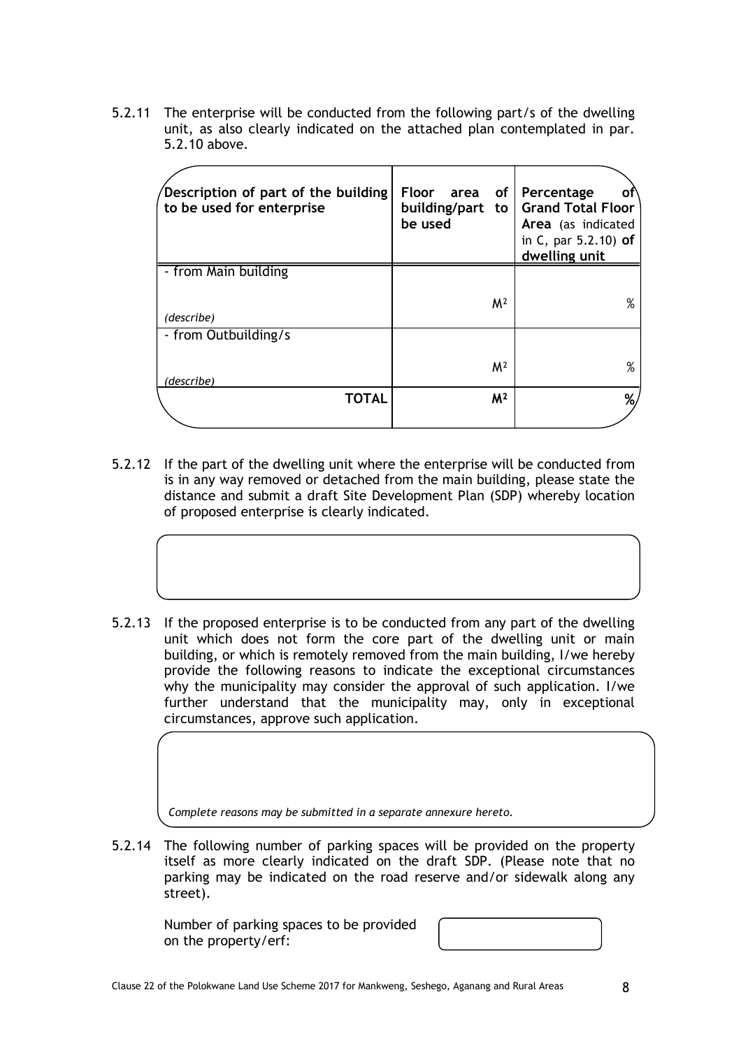5.2.11 The enterprise will be conducted from the following part/s of the dwelling unit, as also clearly indicated on the attached plan contemplated in par. 5.2.10 above.

| **Description of part of the building to be used for enterprise** | **Floor area of building/part to be used** | **Percentage of Grand Total Floor Area** (as indicated in C, par 5.2.10) **of dwelling unit** |
|---|---|---|
| - from Main building<br><br>*(describe)* | M² | % |
| - from Outbuilding/s<br><br>*(describe)* | M² | % |
| **TOTAL** | **M²** | **%** |

5.2.12 If the part of the dwelling unit where the enterprise will be conducted from is in any way removed or detached from the main building, please state the distance and submit a draft Site Development Plan (SDP) whereby location of proposed enterprise is clearly indicated.

5.2.13 If the proposed enterprise is to be conducted from any part of the dwelling unit which does not form the core part of the dwelling unit or main building, or which is remotely removed from the main building, I/we hereby provide the following reasons to indicate the exceptional circumstances why the municipality may consider the approval of such application. I/we further understand that the municipality may, only in exceptional circumstances, approve such application.

*Complete reasons may be submitted in a separate annexure hereto.*

5.2.14 The following number of parking spaces will be provided on the property itself as more clearly indicated on the draft SDP. (Please note that no parking may be indicated on the road reserve and/or sidewalk along any street).

Number of parking spaces to be provided on the property/erf: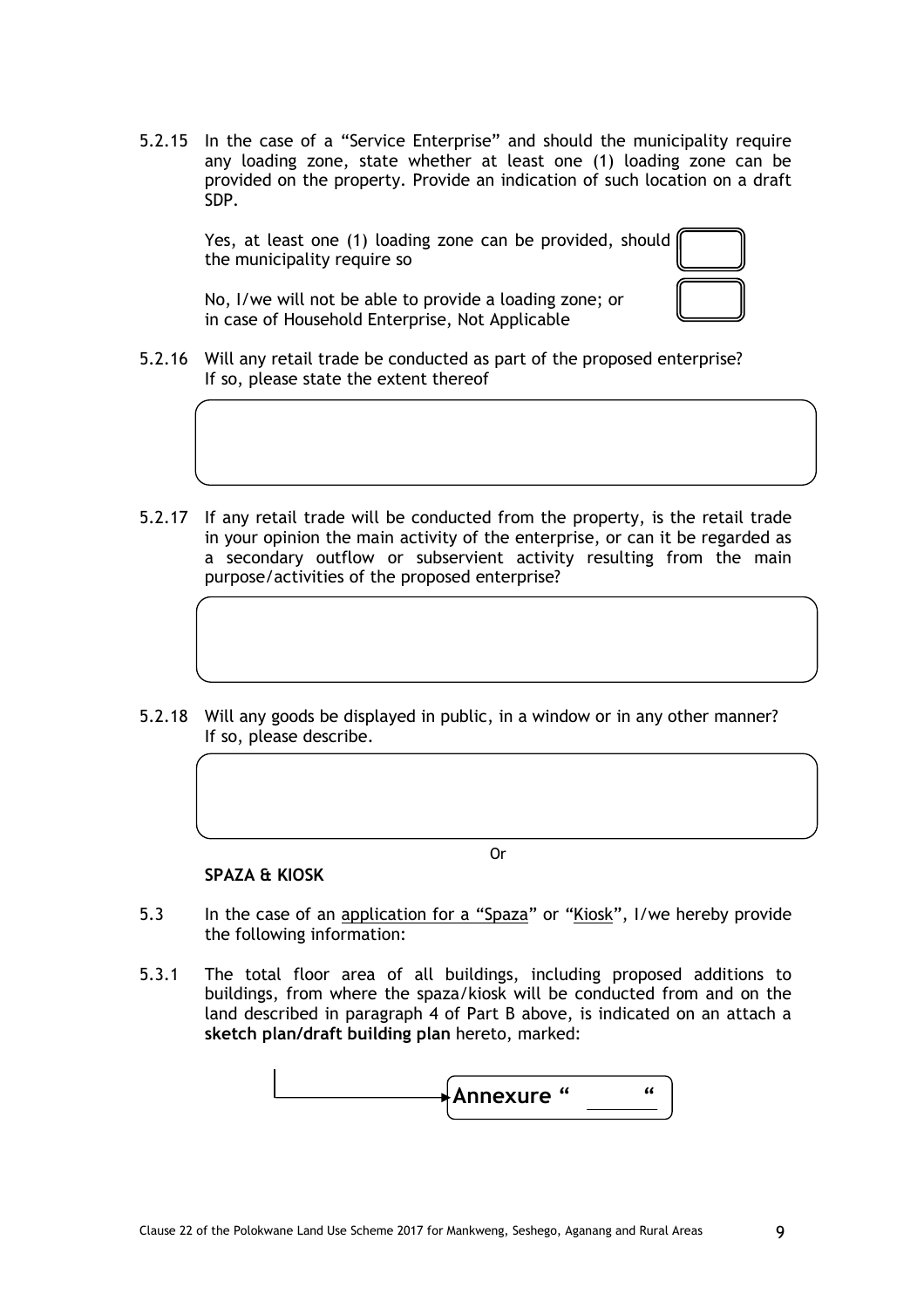5.2.15 In the case of a "Service Enterprise" and should the municipality require any loading zone, state whether at least one (1) loading zone can be provided on the property. Provide an indication of such location on a draft SDP.

| | |
|---|---|
| Yes, at least one (1) loading zone can be provided, should the municipality require so | ☐ |
| No, I/we will not be able to provide a loading zone; or in case of Household Enterprise, Not Applicable | ☐ |

5.2.16 Will any retail trade be conducted as part of the proposed enterprise? If so, please state the extent thereof

5.2.17 If any retail trade will be conducted from the property, is the retail trade in your opinion the main activity of the enterprise, or can it be regarded as a secondary outflow or subservient activity resulting from the main purpose/activities of the proposed enterprise?

5.2.18 Will any goods be displayed in public, in a window or in any other manner? If so, please describe.

Or

**SPAZA & KIOSK**

5.3 In the case of an <u>application for a "Spaza"</u> or "<u>Kiosk</u>", I/we hereby provide the following information:

5.3.1 The total floor area of all buildings, including proposed additions to buildings, from where the spaza/kiosk will be conducted from and on the land described in paragraph 4 of Part B above, is indicated on an attach a **sketch plan/draft building plan** hereto, marked:

**Annexure "\_\_\_\_\_"**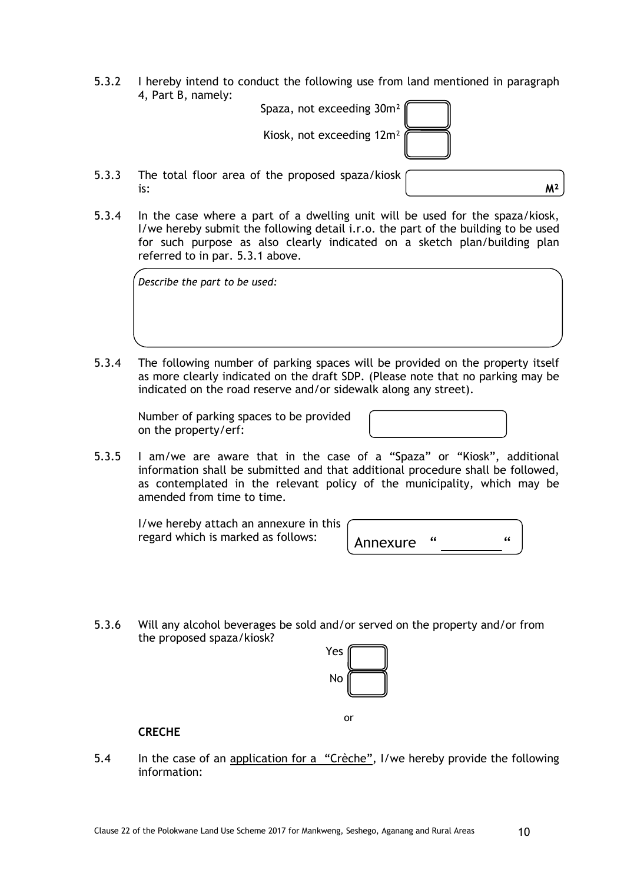5.3.2 I hereby intend to conduct the following use from land mentioned in paragraph 4, Part B, namely:

Spaza, not exceeding 30m² ☐

Kiosk, not exceeding 12m² ☐

5.3.3 The total floor area of the proposed spaza/kiosk is: ______ M²

5.3.4 In the case where a part of a dwelling unit will be used for the spaza/kiosk, I/we hereby submit the following detail i.r.o. the part of the building to be used for such purpose as also clearly indicated on a sketch plan/building plan referred to in par. 5.3.1 above.

*Describe the part to be used:*

5.3.4 The following number of parking spaces will be provided on the property itself as more clearly indicated on the draft SDP. (Please note that no parking may be indicated on the road reserve and/or sidewalk along any street).

Number of parking spaces to be provided on the property/erf: ______

5.3.5 I am/we are aware that in the case of a "Spaza" or "Kiosk", additional information shall be submitted and that additional procedure shall be followed, as contemplated in the relevant policy of the municipality, which may be amended from time to time.

I/we hereby attach an annexure in this regard which is marked as follows: Annexure " ________ "

5.3.6 Will any alcohol beverages be sold and/or served on the property and/or from the proposed spaza/kiosk?

Yes ☐

No ☐

or

**CRECHE**

5.4 In the case of an application for a "Crèche", I/we hereby provide the following information: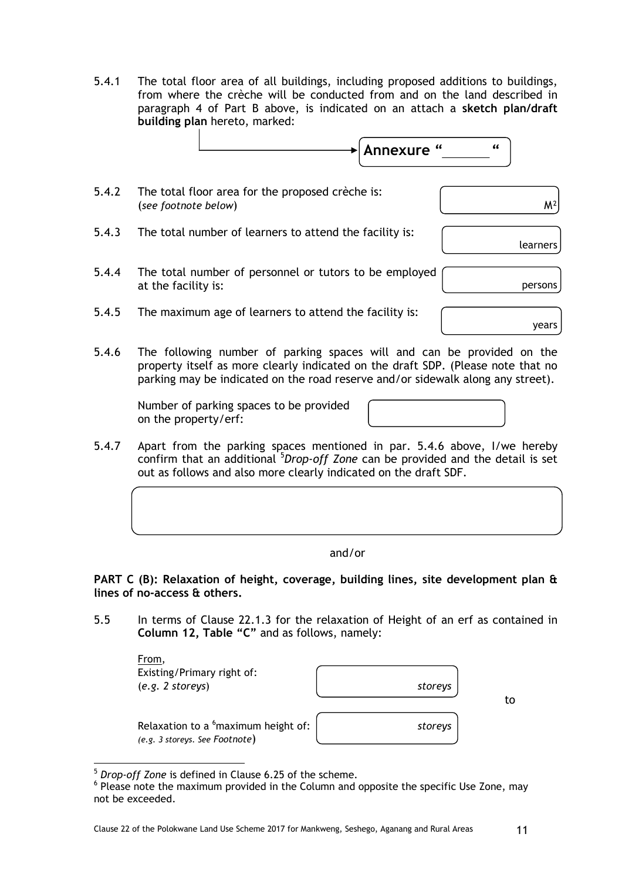5.4.1 The total floor area of all buildings, including proposed additions to buildings, from where the crèche will be conducted from and on the land described in paragraph 4 of Part B above, is indicated on an attach a **sketch plan/draft building plan** hereto, marked:

**Annexure "\_\_\_\_\_\_"**

5.4.2 The total floor area for the proposed crèche is: (*see footnote below*) \_\_\_\_\_\_ M²

5.4.3 The total number of learners to attend the facility is: \_\_\_\_\_\_ learners

5.4.4 The total number of personnel or tutors to be employed at the facility is: \_\_\_\_\_\_ persons

5.4.5 The maximum age of learners to attend the facility is: \_\_\_\_\_\_ years

5.4.6 The following number of parking spaces will and can be provided on the property itself as more clearly indicated on the draft SDP. (Please note that no parking may be indicated on the road reserve and/or sidewalk along any street).

Number of parking spaces to be provided on the property/erf: \_\_\_\_\_\_

5.4.7 Apart from the parking spaces mentioned in par. 5.4.6 above, I/we hereby confirm that an additional [5]*Drop-off Zone* can be provided and the detail is set out as follows and also more clearly indicated on the draft SDF.

\_\_\_\_\_\_

and/or

**PART C (B): Relaxation of height, coverage, building lines, site development plan & lines of no-access & others.**

5.5 In terms of Clause 22.1.3 for the relaxation of Height of an erf as contained in **Column 12, Table "C"** and as follows, namely:

From,
Existing/Primary right of:
(*e.g. 2 storeys*) \_\_\_\_\_\_ *storeys*

to

Relaxation to a [6]maximum height of:
*(e.g. 3 storeys. See Footnote)* \_\_\_\_\_\_ *storeys*

---

[5] *Drop-off Zone* is defined in Clause 6.25 of the scheme.

[6] Please note the maximum provided in the Column and opposite the specific Use Zone, may not be exceeded.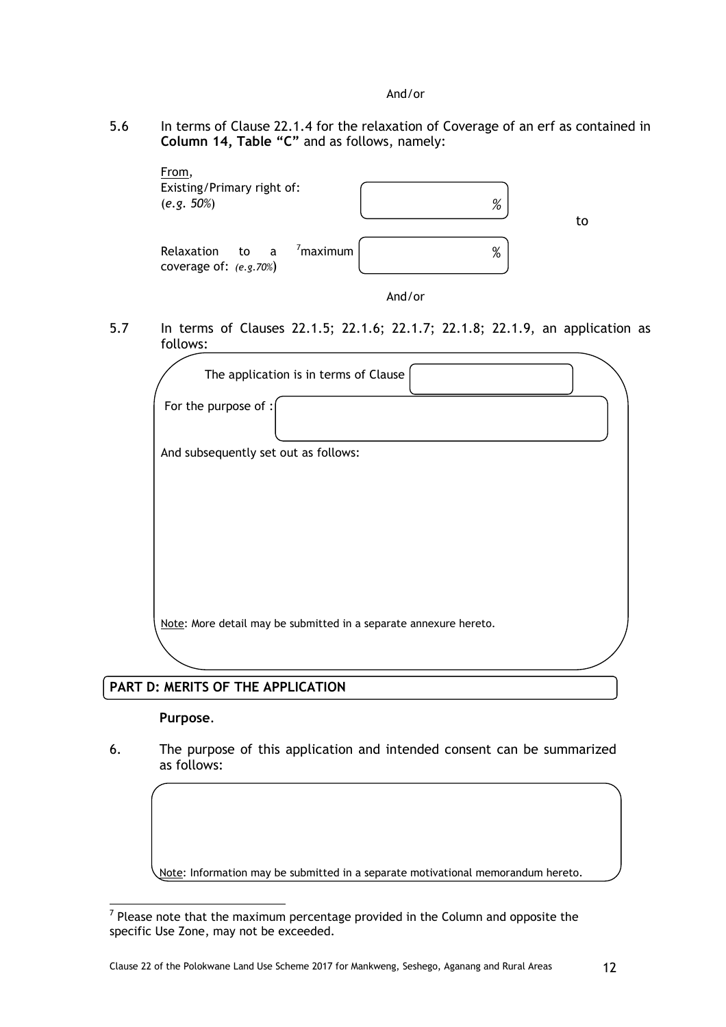And/or

5.6 In terms of Clause 22.1.4 for the relaxation of Coverage of an erf as contained in **Column 14, Table "C"** and as follows, namely:

From,
Existing/Primary right of: (*e.g. 50%*) ______ % to

Relaxation to a [7]maximum coverage of: (*e.g.70%*) ______ %

And/or

5.7 In terms of Clauses 22.1.5; 22.1.6; 22.1.7; 22.1.8; 22.1.9, an application as follows:

The application is in terms of Clause ______

For the purpose of : ______

And subsequently set out as follows:

Note: More detail may be submitted in a separate annexure hereto.

## PART D: MERITS OF THE APPLICATION

**Purpose**.

6. The purpose of this application and intended consent can be summarized as follows:

Note: Information may be submitted in a separate motivational memorandum hereto.

[7] Please note that the maximum percentage provided in the Column and opposite the specific Use Zone, may not be exceeded.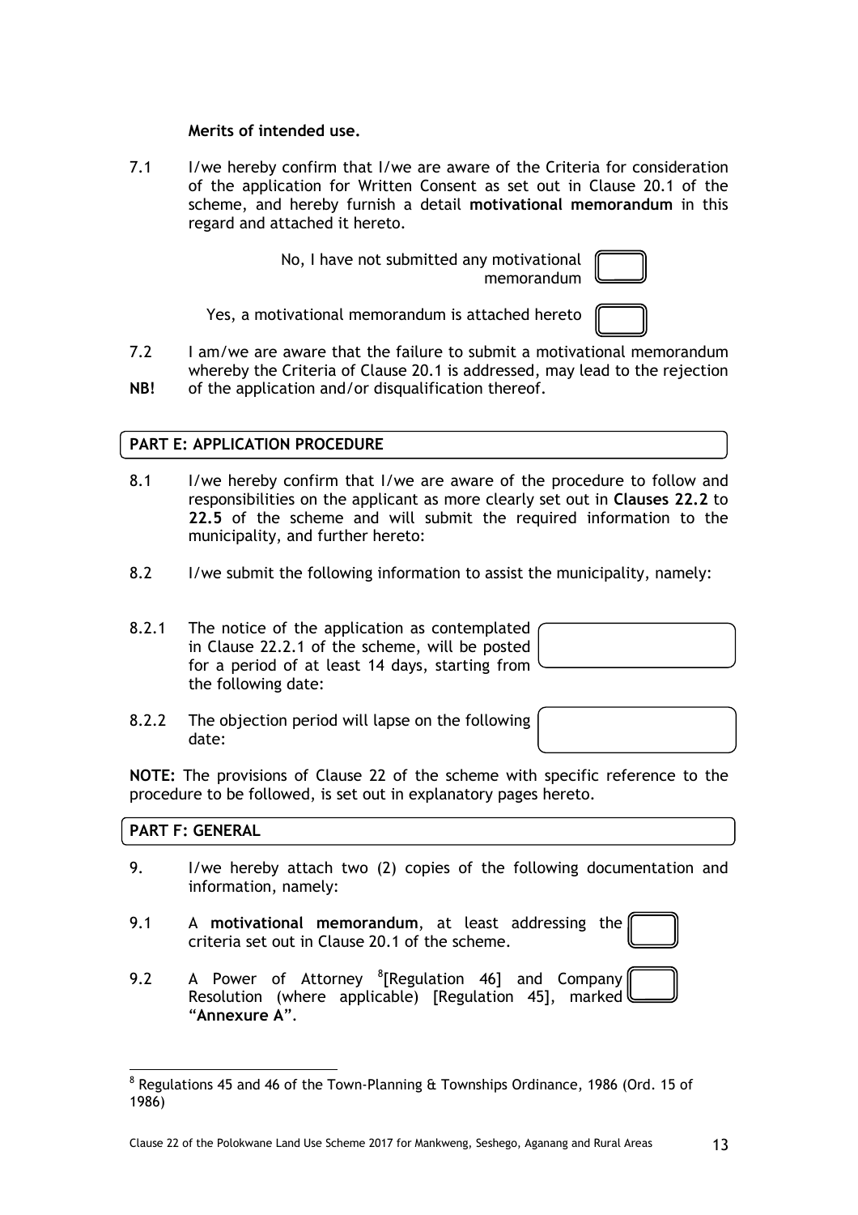**Merits of intended use.**

7.1 I/we hereby confirm that I/we are aware of the Criteria for consideration of the application for Written Consent as set out in Clause 20.1 of the scheme, and hereby furnish a detail **motivational memorandum** in this regard and attached it hereto.

No, I have not submitted any motivational memorandum ☐

Yes, a motivational memorandum is attached hereto ☐

7.2 **NB!** I am/we are aware that the failure to submit a motivational memorandum whereby the Criteria of Clause 20.1 is addressed, may lead to the rejection of the application and/or disqualification thereof.

## PART E: APPLICATION PROCEDURE

8.1 I/we hereby confirm that I/we are aware of the procedure to follow and responsibilities on the applicant as more clearly set out in **Clauses 22.2** to **22.5** of the scheme and will submit the required information to the municipality, and further hereto:

8.2 I/we submit the following information to assist the municipality, namely:

8.2.1 The notice of the application as contemplated in Clause 22.2.1 of the scheme, will be posted for a period of at least 14 days, starting from the following date: ________

8.2.2 The objection period will lapse on the following date: ________

**NOTE:** The provisions of Clause 22 of the scheme with specific reference to the procedure to be followed, is set out in explanatory pages hereto.

## PART F: GENERAL

9. I/we hereby attach two (2) copies of the following documentation and information, namely:

9.1 A **motivational memorandum**, at least addressing the criteria set out in Clause 20.1 of the scheme. ☐

9.2 A Power of Attorney [8][Regulation 46] and Company Resolution (where applicable) [Regulation 45], marked "**Annexure A**". ☐

---

[8] Regulations 45 and 46 of the Town-Planning & Townships Ordinance, 1986 (Ord. 15 of 1986)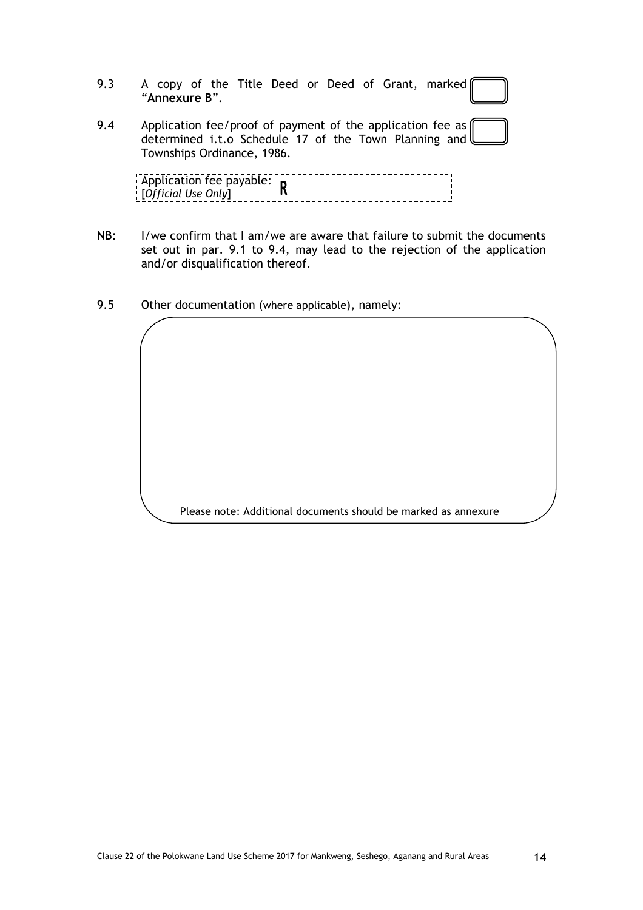9.3 A copy of the Title Deed or Deed of Grant, marked **"Annexure B"**. ☐

9.4 Application fee/proof of payment of the application fee as determined i.t.o Schedule 17 of the Town Planning and Townships Ordinance, 1986. ☐

| Application fee payable: [*Official Use Only*] | R |
|---|---|

**NB:** I/we confirm that I am/we are aware that failure to submit the documents set out in par. 9.1 to 9.4, may lead to the rejection of the application and/or disqualification thereof.

9.5 Other documentation (where applicable), namely:

<u>Please note</u>: Additional documents should be marked as annexure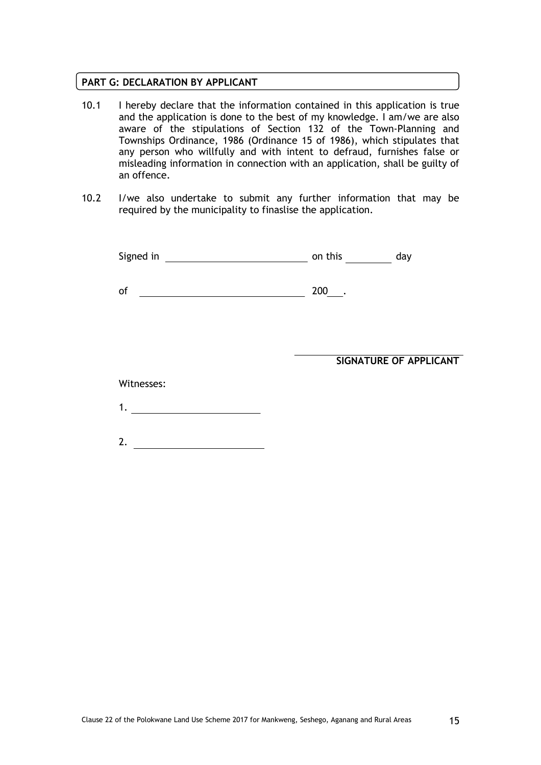## PART G: DECLARATION BY APPLICANT

10.1 I hereby declare that the information contained in this application is true and the application is done to the best of my knowledge. I am/we are also aware of the stipulations of Section 132 of the Town-Planning and Townships Ordinance, 1986 (Ordinance 15 of 1986), which stipulates that any person who willfully and with intent to defraud, furnishes false or misleading information in connection with an application, shall be guilty of an offence.

10.2 I/we also undertake to submit any further information that may be required by the municipality to finaslise the application.

Signed in ____________________________ on this __________ day

of ________________________________ 200___.

______________________________

**SIGNATURE OF APPLICANT**

Witnesses:

1. __________________________

2. __________________________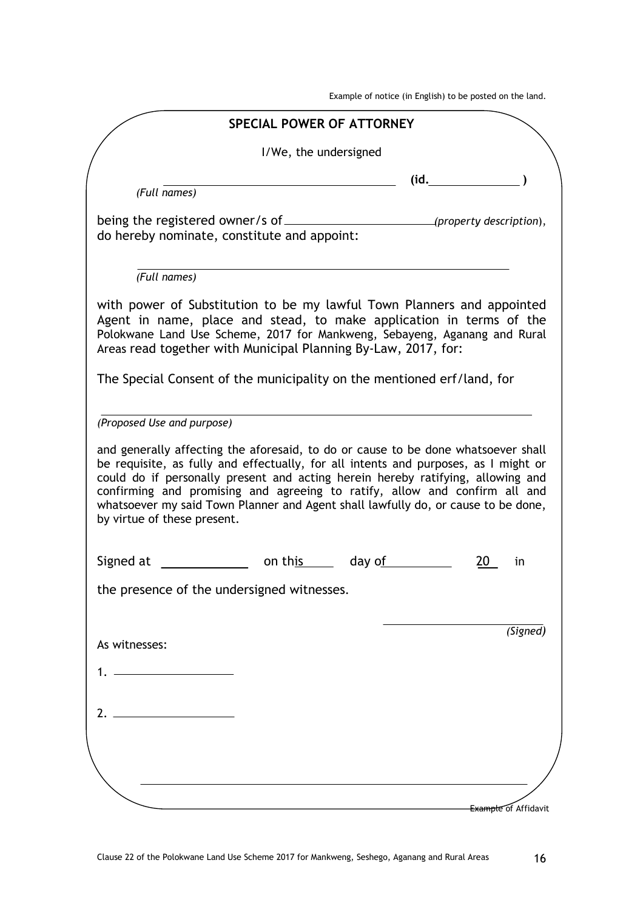Example of notice (in English) to be posted on the land.

## SPECIAL POWER OF ATTORNEY

I/We, the undersigned

_________________________________ **(id.______________ )**

*(Full names)*

being the registered owner/s of ______________________ *(property description)*, do hereby nominate, constitute and appoint:

_____________________________________________________

*(Full names)*

with power of Substitution to be my lawful Town Planners and appointed Agent in name, place and stead, to make application in terms of the Polokwane Land Use Scheme, 2017 for Mankweng, Sebayeng, Aganang and Rural Areas read together with Municipal Planning By-Law, 2017, for:

The Special Consent of the municipality on the mentioned erf/land, for

_____________________________________________________

*(Proposed Use and purpose)*

and generally affecting the aforesaid, to do or cause to be done whatsoever shall be requisite, as fully and effectually, for all intents and purposes, as I might or could do if personally present and acting herein hereby ratifying, allowing and confirming and promising and agreeing to ratify, allow and confirm all and whatsoever my said Town Planner and Agent shall lawfully do, or cause to be done, by virtue of these present.

Signed at ____________ on this _____ day of __________ 20__ in

the presence of the undersigned witnesses.

_______________________ *(Signed)*

As witnesses:

1. ___________________

2. ___________________

Example of Affidavit

Clause 22 of the Polokwane Land Use Scheme 2017 for Mankweng, Seshego, Aganang and Rural Areas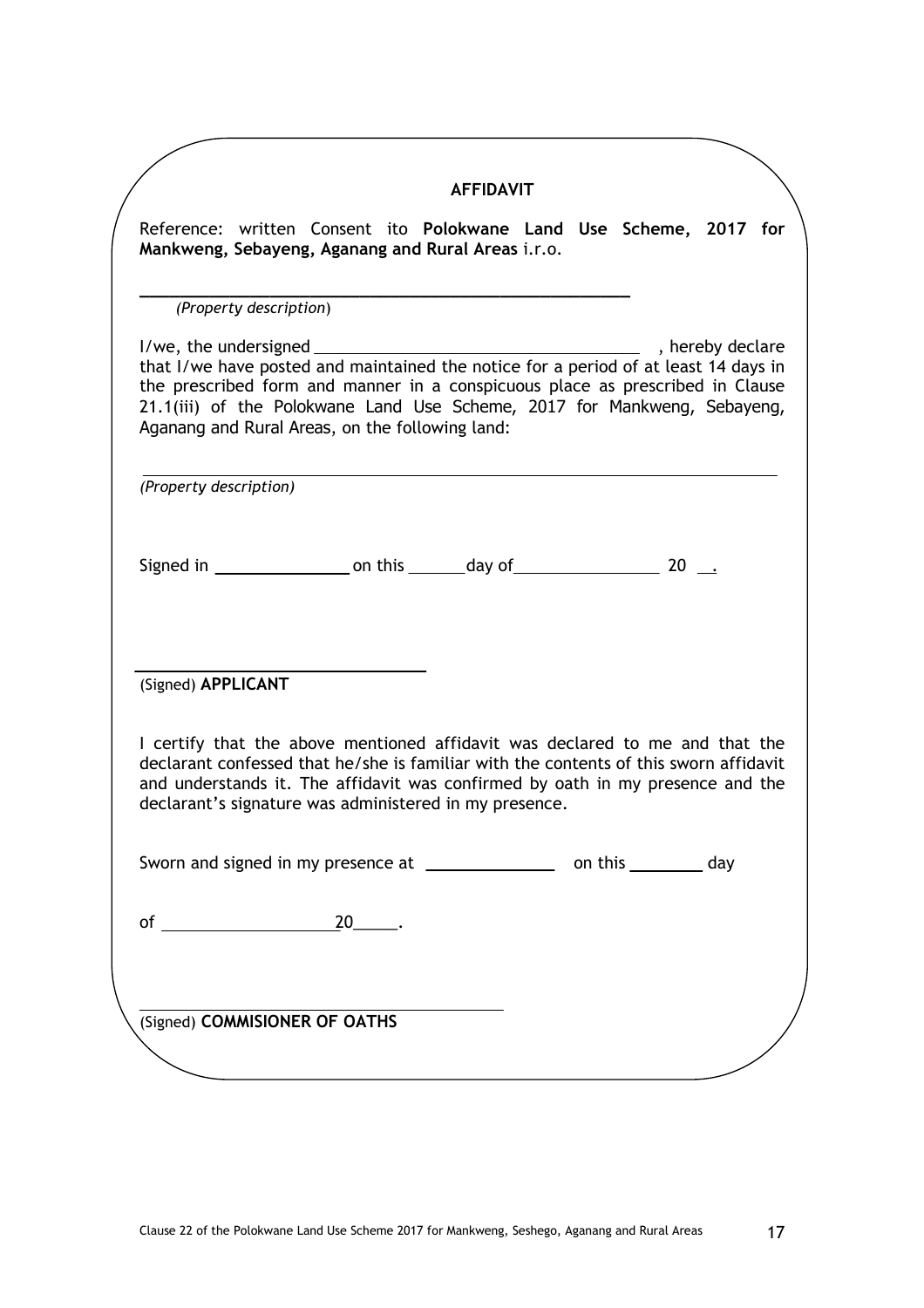## AFFIDAVIT

Reference: written Consent ito **Polokwane Land Use Scheme, 2017 for Mankweng, Sebayeng, Aganang and Rural Areas** i.r.o.

\_\_\_\_\_\_\_\_\_\_\_\_\_\_\_\_\_\_\_\_\_\_\_\_\_\_\_\_\_\_\_\_\_\_\_\_\_\_\_\_\_\_\_\_\_\_\_\_

*(Property description)*

I/we, the undersigned \_\_\_\_\_\_\_\_\_\_\_\_\_\_\_\_\_\_\_\_\_\_\_\_\_\_\_\_\_\_\_\_\_\_\_\_ , hereby declare that I/we have posted and maintained the notice for a period of at least 14 days in the prescribed form and manner in a conspicuous place as prescribed in Clause 21.1(iii) of the Polokwane Land Use Scheme, 2017 for Mankweng, Sebayeng, Aganang and Rural Areas, on the following land:

\_\_\_\_\_\_\_\_\_\_\_\_\_\_\_\_\_\_\_\_\_\_\_\_\_\_\_\_\_\_\_\_\_\_\_\_\_\_\_\_\_\_\_\_\_\_\_\_\_\_\_\_\_\_\_\_\_\_\_\_\_\_

*(Property description)*

Signed in \_\_\_\_\_\_\_\_\_\_\_\_\_\_ on this \_\_\_\_\_\_ day of \_\_\_\_\_\_\_\_\_\_\_\_\_\_\_\_ 20 \_\_.

\_\_\_\_\_\_\_\_\_\_\_\_\_\_\_\_\_\_\_\_\_\_\_\_\_\_\_\_\_\_

(Signed) **APPLICANT**

I certify that the above mentioned affidavit was declared to me and that the declarant confessed that he/she is familiar with the contents of this sworn affidavit and understands it. The affidavit was confirmed by oath in my presence and the declarant's signature was administered in my presence.

Sworn and signed in my presence at \_\_\_\_\_\_\_\_\_\_\_\_\_\_ on this \_\_\_\_\_\_\_\_ day

of \_\_\_\_\_\_\_\_\_\_\_\_\_\_\_\_\_\_\_ 20\_\_\_\_\_.

\_\_\_\_\_\_\_\_\_\_\_\_\_\_\_\_\_\_\_\_\_\_\_\_\_\_\_\_\_\_\_\_\_\_\_\_\_\_\_\_

(Signed) **COMMISIONER OF OATHS**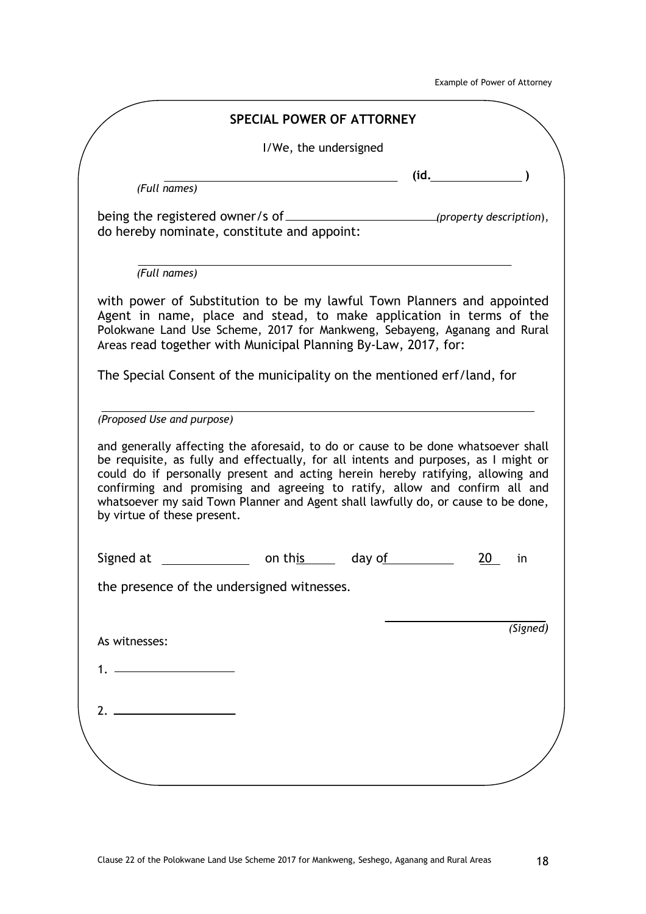## SPECIAL POWER OF ATTORNEY

I/We, the undersigned

\_\_\_\_\_\_\_\_\_\_\_\_\_\_\_\_\_\_\_\_\_\_\_\_\_\_\_\_\_\_\_\_\_\_\_\_ **(id.\_\_\_\_\_\_\_\_\_\_\_\_\_\_\_ )**

*(Full names)*

being the registered owner/s of \_\_\_\_\_\_\_\_\_\_\_\_\_\_\_\_\_\_\_\_\_\_\_\_ *(property description)*, do hereby nominate, constitute and appoint:

\_\_\_\_\_\_\_\_\_\_\_\_\_\_\_\_\_\_\_\_\_\_\_\_\_\_\_\_\_\_\_\_\_\_\_\_\_\_\_\_\_\_\_\_\_\_\_\_\_\_\_\_\_\_\_\_

*(Full names)*

with power of Substitution to be my lawful Town Planners and appointed Agent in name, place and stead, to make application in terms of the Polokwane Land Use Scheme, 2017 for Mankweng, Sebayeng, Aganang and Rural Areas read together with Municipal Planning By-Law, 2017, for:

The Special Consent of the municipality on the mentioned erf/land, for

\_\_\_\_\_\_\_\_\_\_\_\_\_\_\_\_\_\_\_\_\_\_\_\_\_\_\_\_\_\_\_\_\_\_\_\_\_\_\_\_\_\_\_\_\_\_\_\_\_\_\_\_\_\_\_\_\_\_\_\_\_\_\_\_\_\_

*(Proposed Use and purpose)*

and generally affecting the aforesaid, to do or cause to be done whatsoever shall be requisite, as fully and effectually, for all intents and purposes, as I might or could do if personally present and acting herein hereby ratifying, allowing and confirming and promising and agreeing to ratify, allow and confirm all and whatsoever my said Town Planner and Agent shall lawfully do, or cause to be done, by virtue of these present.

Signed at \_\_\_\_\_\_\_\_\_\_\_\_\_ on this\_\_\_\_\_ day of\_\_\_\_\_\_\_\_\_\_ 20\_\_ in the presence of the undersigned witnesses.

\_\_\_\_\_\_\_\_\_\_\_\_\_\_\_\_\_\_\_\_\_\_\_\_\_\_

*(Signed)*

As witnesses:

1. \_\_\_\_\_\_\_\_\_\_\_\_\_\_\_\_\_\_\_\_

2. \_\_\_\_\_\_\_\_\_\_\_\_\_\_\_\_\_\_\_\_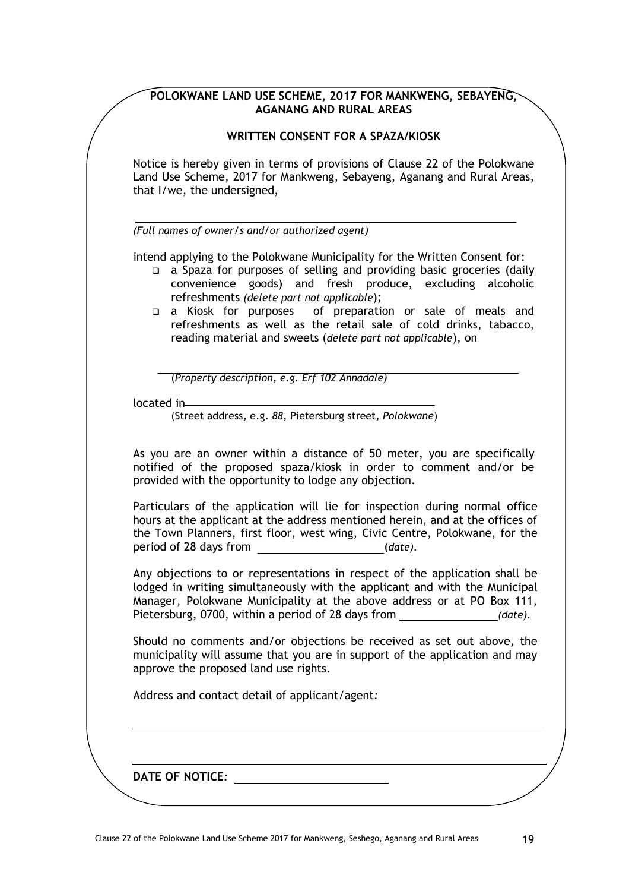**POLOKWANE LAND USE SCHEME, 2017 FOR MANKWENG, SEBAYENG, AGANANG AND RURAL AREAS**

**WRITTEN CONSENT FOR A SPAZA/KIOSK**

Notice is hereby given in terms of provisions of Clause 22 of the Polokwane Land Use Scheme, 2017 for Mankweng, Sebayeng, Aganang and Rural Areas, that I/we, the undersigned,

\_\_\_\_\_\_\_\_\_\_\_\_\_\_\_\_\_\_\_\_\_\_\_\_\_\_\_\_\_\_\_\_\_\_\_\_\_\_\_\_\_\_\_\_\_\_\_\_

*(Full names of owner/s and/or authorized agent)*

intend applying to the Polokwane Municipality for the Written Consent for:

- a Spaza for purposes of selling and providing basic groceries (daily convenience goods) and fresh produce, excluding alcoholic refreshments *(delete part not applicable)*;
- a Kiosk for purposes of preparation or sale of meals and refreshments as well as the retail sale of cold drinks, tabacco, reading material and sweets (*delete part not applicable*), on

\_\_\_\_\_\_\_\_\_\_\_\_\_\_\_\_\_\_\_\_\_\_\_\_\_\_\_\_\_\_\_\_\_\_\_\_\_\_\_\_\_\_\_\_\_\_\_\_

(*Property description, e.g. Erf 102 Annadale)*

located in\_\_\_\_\_\_\_\_\_\_\_\_\_\_\_\_\_\_\_\_\_\_\_\_\_\_\_\_\_\_\_\_\_\_\_\_\_\_

(Street address, e.g. *88,* Pietersburg street*, Polokwane*)

As you are an owner within a distance of 50 meter, you are specifically notified of the proposed spaza/kiosk in order to comment and/or be provided with the opportunity to lodge any objection.

Particulars of the application will lie for inspection during normal office hours at the applicant at the address mentioned herein, and at the offices of the Town Planners, first floor, west wing, Civic Centre, Polokwane, for the period of 28 days from \_\_\_\_\_\_\_\_\_\_\_\_\_\_\_\_\_\_\_\_(*date).*

Any objections to or representations in respect of the application shall be lodged in writing simultaneously with the applicant and with the Municipal Manager, Polokwane Municipality at the above address or at PO Box 111, Pietersburg, 0700, within a period of 28 days from \_\_\_\_\_\_\_\_\_\_\_\_\_\_\_\_*(date).*

Should no comments and/or objections be received as set out above, the municipality will assume that you are in support of the application and may approve the proposed land use rights.

Address and contact detail of applicant/agent*:*

\_\_\_\_\_\_\_\_\_\_\_\_\_\_\_\_\_\_\_\_\_\_\_\_\_\_\_\_\_\_\_\_\_\_\_\_\_\_\_\_\_\_\_\_\_\_\_\_

\_\_\_\_\_\_\_\_\_\_\_\_\_\_\_\_\_\_\_\_\_\_\_\_\_\_\_\_\_\_\_\_\_\_\_\_\_\_\_\_\_\_\_\_\_\_\_\_

**DATE OF NOTICE*:*** \_\_\_\_\_\_\_\_\_\_\_\_\_\_\_\_\_\_\_\_\_\_\_\_